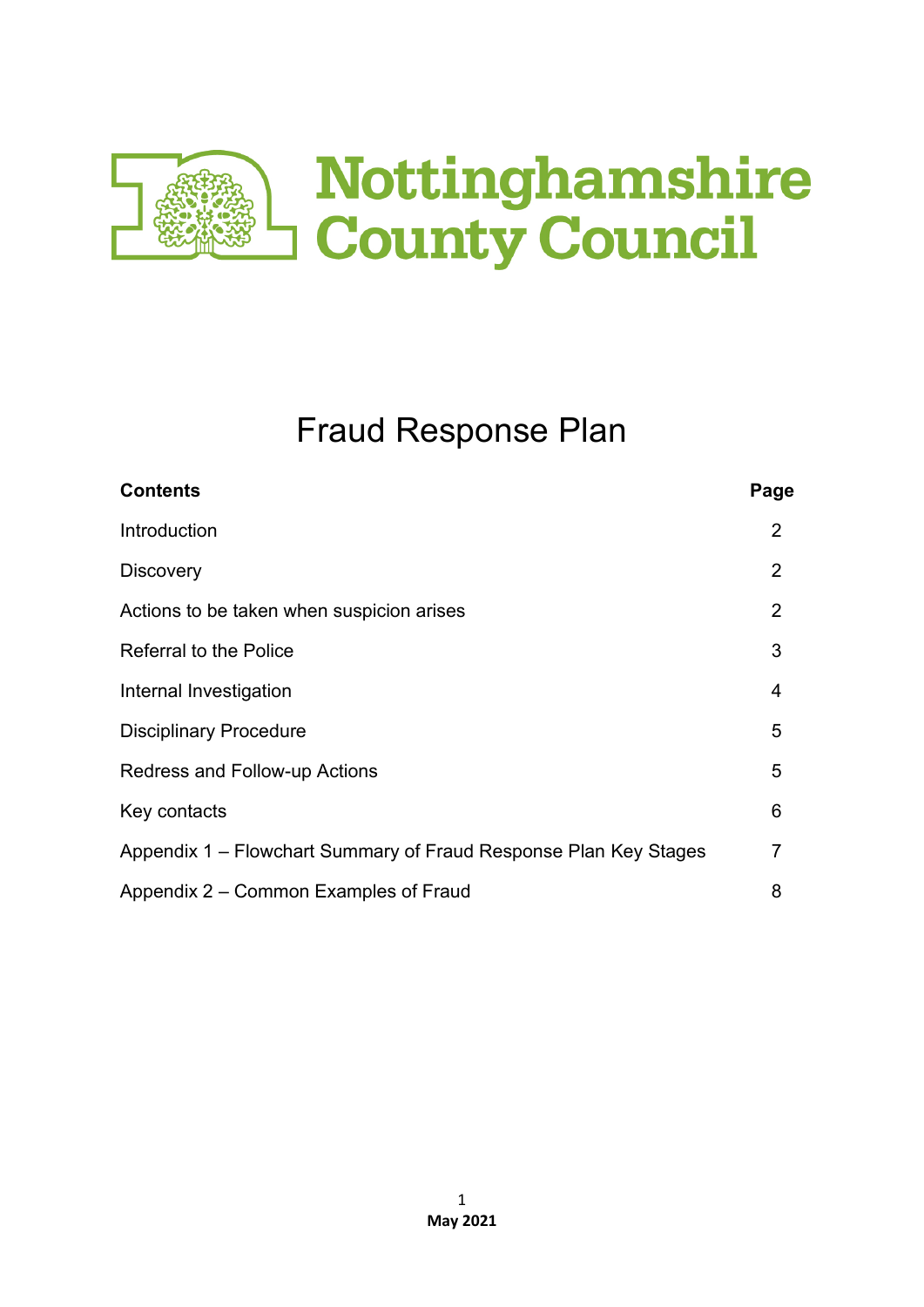Nottinghamshire County Council

# Fraud Response Plan

| Contents | Page |
| --- | --- |
| Introduction | 2 |
| Discovery | 2 |
| Actions to be taken when suspicion arises | 2 |
| Referral to the Police | 3 |
| Internal Investigation | 4 |
| Disciplinary Procedure | 5 |
| Redress and Follow-up Actions | 5 |
| Key contacts | 6 |
| Appendix 1 – Flowchart Summary of Fraud Response Plan Key Stages | 7 |
| Appendix 2 – Common Examples of Fraud | 8 |

**May 2021**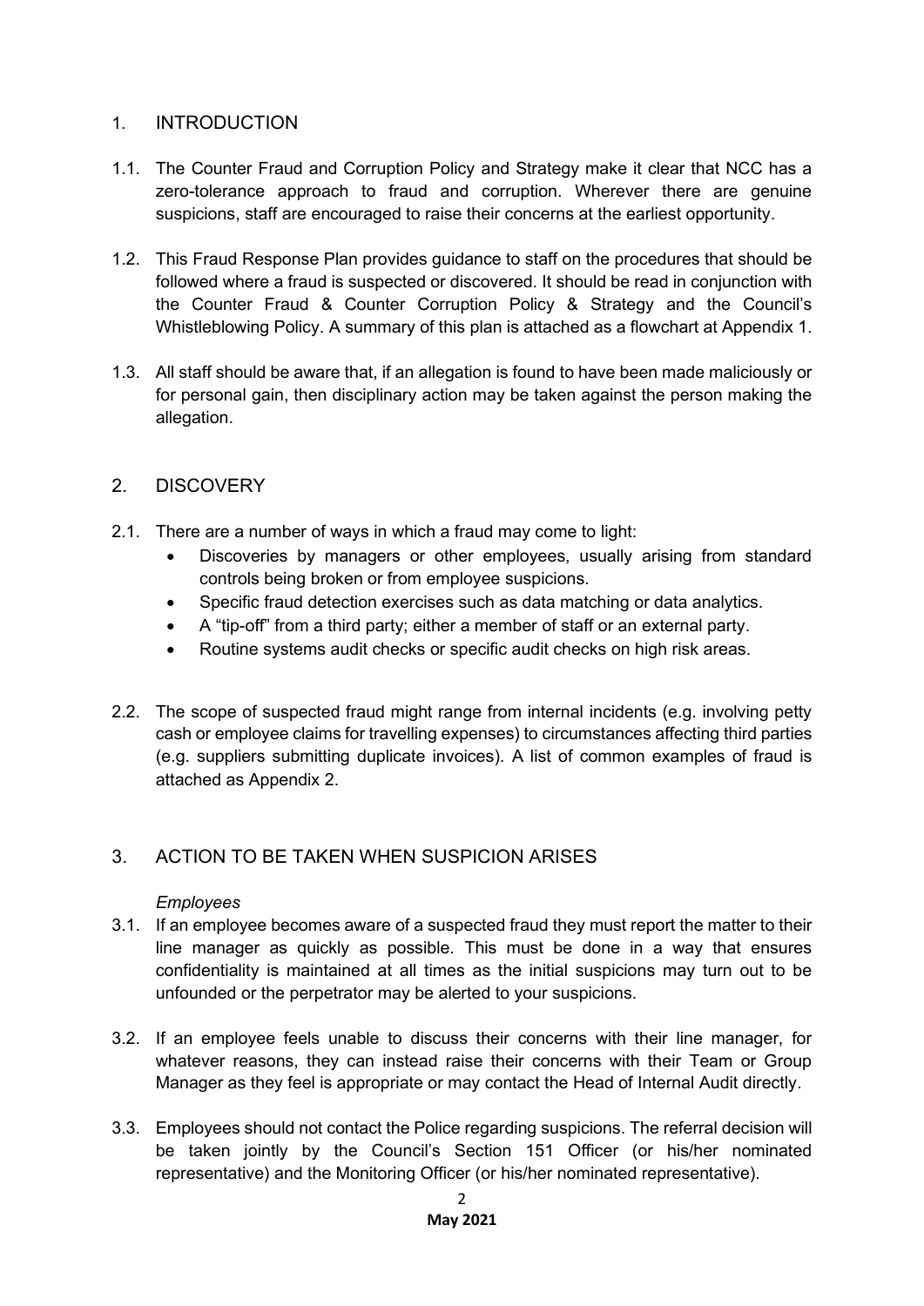## 1. INTRODUCTION

1.1. The Counter Fraud and Corruption Policy and Strategy make it clear that NCC has a zero-tolerance approach to fraud and corruption. Wherever there are genuine suspicions, staff are encouraged to raise their concerns at the earliest opportunity.

1.2. This Fraud Response Plan provides guidance to staff on the procedures that should be followed where a fraud is suspected or discovered. It should be read in conjunction with the Counter Fraud & Counter Corruption Policy & Strategy and the Council's Whistleblowing Policy. A summary of this plan is attached as a flowchart at Appendix 1.

1.3. All staff should be aware that, if an allegation is found to have been made maliciously or for personal gain, then disciplinary action may be taken against the person making the allegation.

## 2. DISCOVERY

2.1. There are a number of ways in which a fraud may come to light:

- Discoveries by managers or other employees, usually arising from standard controls being broken or from employee suspicions.
- Specific fraud detection exercises such as data matching or data analytics.
- A "tip-off" from a third party; either a member of staff or an external party.
- Routine systems audit checks or specific audit checks on high risk areas.

2.2. The scope of suspected fraud might range from internal incidents (e.g. involving petty cash or employee claims for travelling expenses) to circumstances affecting third parties (e.g. suppliers submitting duplicate invoices). A list of common examples of fraud is attached as Appendix 2.

## 3. ACTION TO BE TAKEN WHEN SUSPICION ARISES

*Employees*

3.1. If an employee becomes aware of a suspected fraud they must report the matter to their line manager as quickly as possible. This must be done in a way that ensures confidentiality is maintained at all times as the initial suspicions may turn out to be unfounded or the perpetrator may be alerted to your suspicions.

3.2. If an employee feels unable to discuss their concerns with their line manager, for whatever reasons, they can instead raise their concerns with their Team or Group Manager as they feel is appropriate or may contact the Head of Internal Audit directly.

3.3. Employees should not contact the Police regarding suspicions. The referral decision will be taken jointly by the Council's Section 151 Officer (or his/her nominated representative) and the Monitoring Officer (or his/her nominated representative).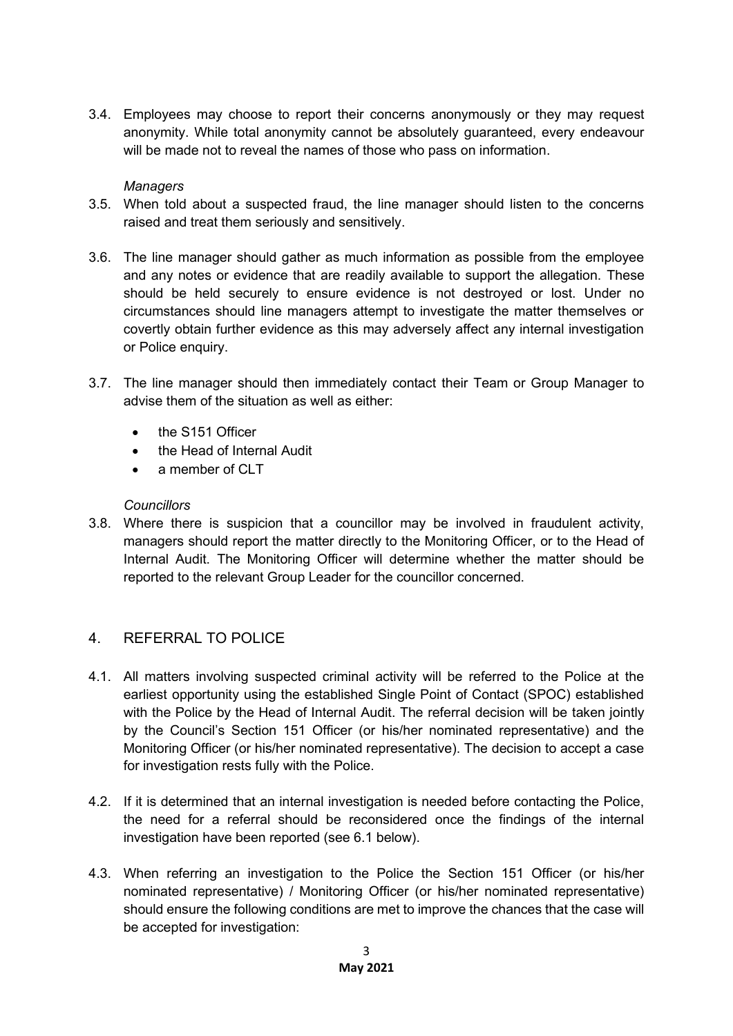3.4. Employees may choose to report their concerns anonymously or they may request anonymity. While total anonymity cannot be absolutely guaranteed, every endeavour will be made not to reveal the names of those who pass on information.

*Managers*

3.5. When told about a suspected fraud, the line manager should listen to the concerns raised and treat them seriously and sensitively.

3.6. The line manager should gather as much information as possible from the employee and any notes or evidence that are readily available to support the allegation. These should be held securely to ensure evidence is not destroyed or lost. Under no circumstances should line managers attempt to investigate the matter themselves or covertly obtain further evidence as this may adversely affect any internal investigation or Police enquiry.

3.7. The line manager should then immediately contact their Team or Group Manager to advise them of the situation as well as either:

- the S151 Officer
- the Head of Internal Audit
- a member of CLT

*Councillors*

3.8. Where there is suspicion that a councillor may be involved in fraudulent activity, managers should report the matter directly to the Monitoring Officer, or to the Head of Internal Audit. The Monitoring Officer will determine whether the matter should be reported to the relevant Group Leader for the councillor concerned.

## 4. REFERRAL TO POLICE

4.1. All matters involving suspected criminal activity will be referred to the Police at the earliest opportunity using the established Single Point of Contact (SPOC) established with the Police by the Head of Internal Audit. The referral decision will be taken jointly by the Council's Section 151 Officer (or his/her nominated representative) and the Monitoring Officer (or his/her nominated representative). The decision to accept a case for investigation rests fully with the Police.

4.2. If it is determined that an internal investigation is needed before contacting the Police, the need for a referral should be reconsidered once the findings of the internal investigation have been reported (see 6.1 below).

4.3. When referring an investigation to the Police the Section 151 Officer (or his/her nominated representative) / Monitoring Officer (or his/her nominated representative) should ensure the following conditions are met to improve the chances that the case will be accepted for investigation: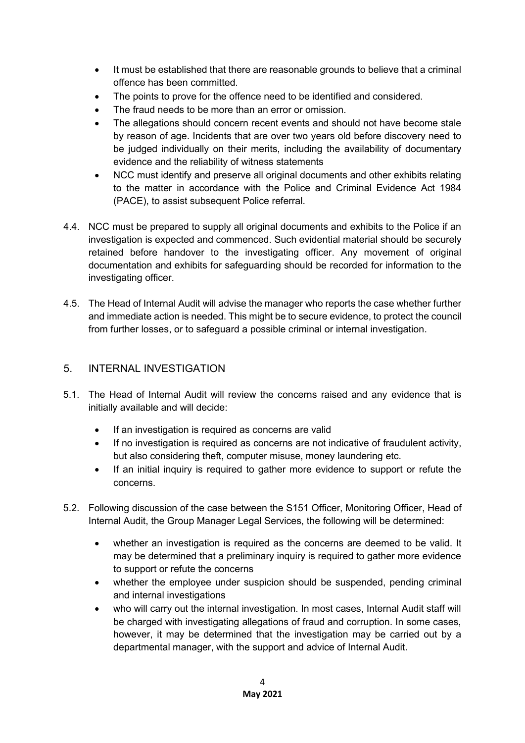- It must be established that there are reasonable grounds to believe that a criminal offence has been committed.
- The points to prove for the offence need to be identified and considered.
- The fraud needs to be more than an error or omission.
- The allegations should concern recent events and should not have become stale by reason of age. Incidents that are over two years old before discovery need to be judged individually on their merits, including the availability of documentary evidence and the reliability of witness statements
- NCC must identify and preserve all original documents and other exhibits relating to the matter in accordance with the Police and Criminal Evidence Act 1984 (PACE), to assist subsequent Police referral.

4.4. NCC must be prepared to supply all original documents and exhibits to the Police if an investigation is expected and commenced. Such evidential material should be securely retained before handover to the investigating officer. Any movement of original documentation and exhibits for safeguarding should be recorded for information to the investigating officer.

4.5. The Head of Internal Audit will advise the manager who reports the case whether further and immediate action is needed. This might be to secure evidence, to protect the council from further losses, or to safeguard a possible criminal or internal investigation.

## 5. INTERNAL INVESTIGATION

5.1. The Head of Internal Audit will review the concerns raised and any evidence that is initially available and will decide:

- If an investigation is required as concerns are valid
- If no investigation is required as concerns are not indicative of fraudulent activity, but also considering theft, computer misuse, money laundering etc.
- If an initial inquiry is required to gather more evidence to support or refute the concerns.

5.2. Following discussion of the case between the S151 Officer, Monitoring Officer, Head of Internal Audit, the Group Manager Legal Services, the following will be determined:

- whether an investigation is required as the concerns are deemed to be valid. It may be determined that a preliminary inquiry is required to gather more evidence to support or refute the concerns
- whether the employee under suspicion should be suspended, pending criminal and internal investigations
- who will carry out the internal investigation. In most cases, Internal Audit staff will be charged with investigating allegations of fraud and corruption. In some cases, however, it may be determined that the investigation may be carried out by a departmental manager, with the support and advice of Internal Audit.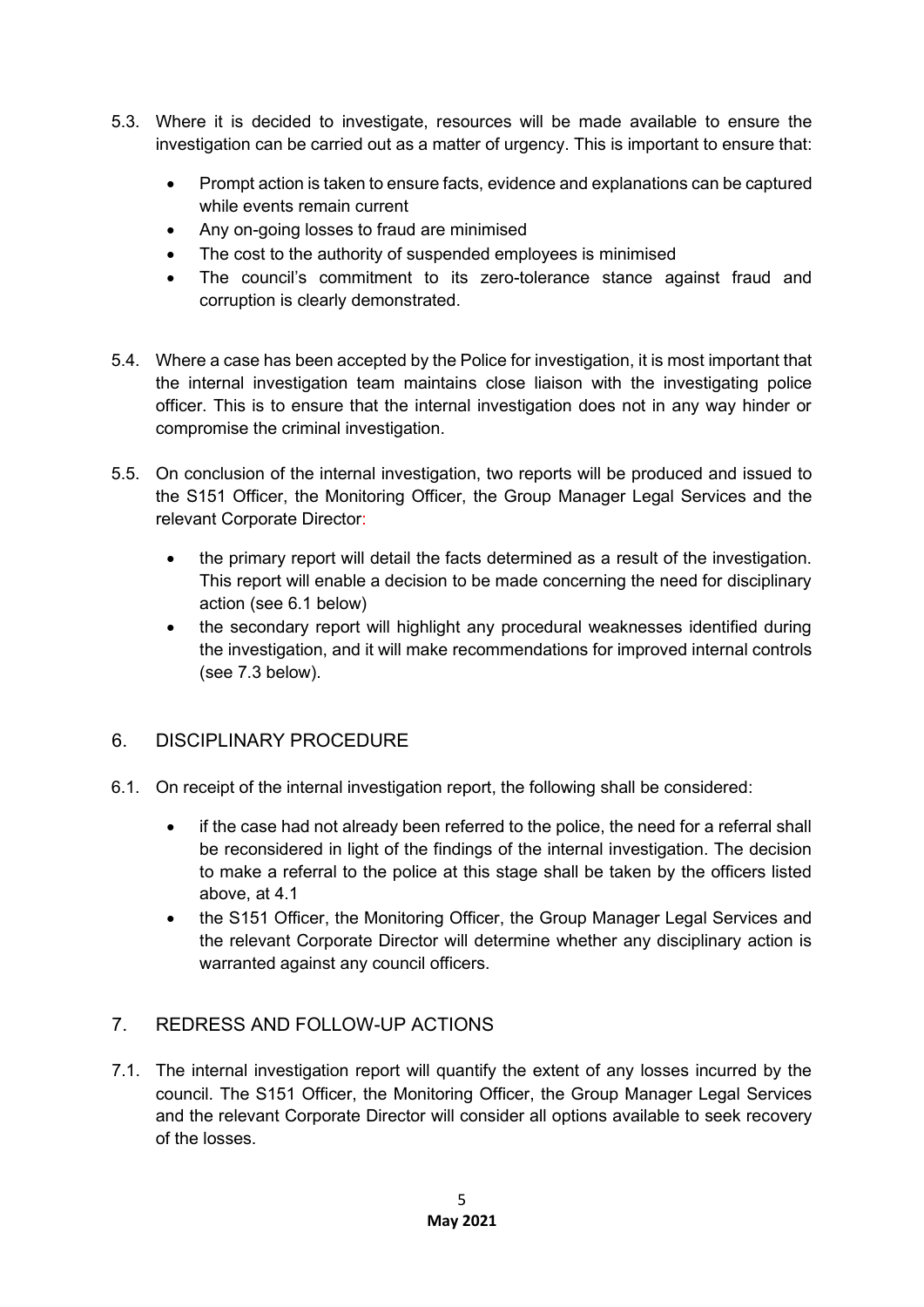5.3. Where it is decided to investigate, resources will be made available to ensure the investigation can be carried out as a matter of urgency. This is important to ensure that:

- Prompt action is taken to ensure facts, evidence and explanations can be captured while events remain current
- Any on-going losses to fraud are minimised
- The cost to the authority of suspended employees is minimised
- The council's commitment to its zero-tolerance stance against fraud and corruption is clearly demonstrated.

5.4. Where a case has been accepted by the Police for investigation, it is most important that the internal investigation team maintains close liaison with the investigating police officer. This is to ensure that the internal investigation does not in any way hinder or compromise the criminal investigation.

5.5. On conclusion of the internal investigation, two reports will be produced and issued to the S151 Officer, the Monitoring Officer, the Group Manager Legal Services and the relevant Corporate Director:

- the primary report will detail the facts determined as a result of the investigation. This report will enable a decision to be made concerning the need for disciplinary action (see 6.1 below)
- the secondary report will highlight any procedural weaknesses identified during the investigation, and it will make recommendations for improved internal controls (see 7.3 below).

## 6. DISCIPLINARY PROCEDURE

6.1. On receipt of the internal investigation report, the following shall be considered:

- if the case had not already been referred to the police, the need for a referral shall be reconsidered in light of the findings of the internal investigation. The decision to make a referral to the police at this stage shall be taken by the officers listed above, at 4.1
- the S151 Officer, the Monitoring Officer, the Group Manager Legal Services and the relevant Corporate Director will determine whether any disciplinary action is warranted against any council officers.

## 7. REDRESS AND FOLLOW-UP ACTIONS

7.1. The internal investigation report will quantify the extent of any losses incurred by the council. The S151 Officer, the Monitoring Officer, the Group Manager Legal Services and the relevant Corporate Director will consider all options available to seek recovery of the losses.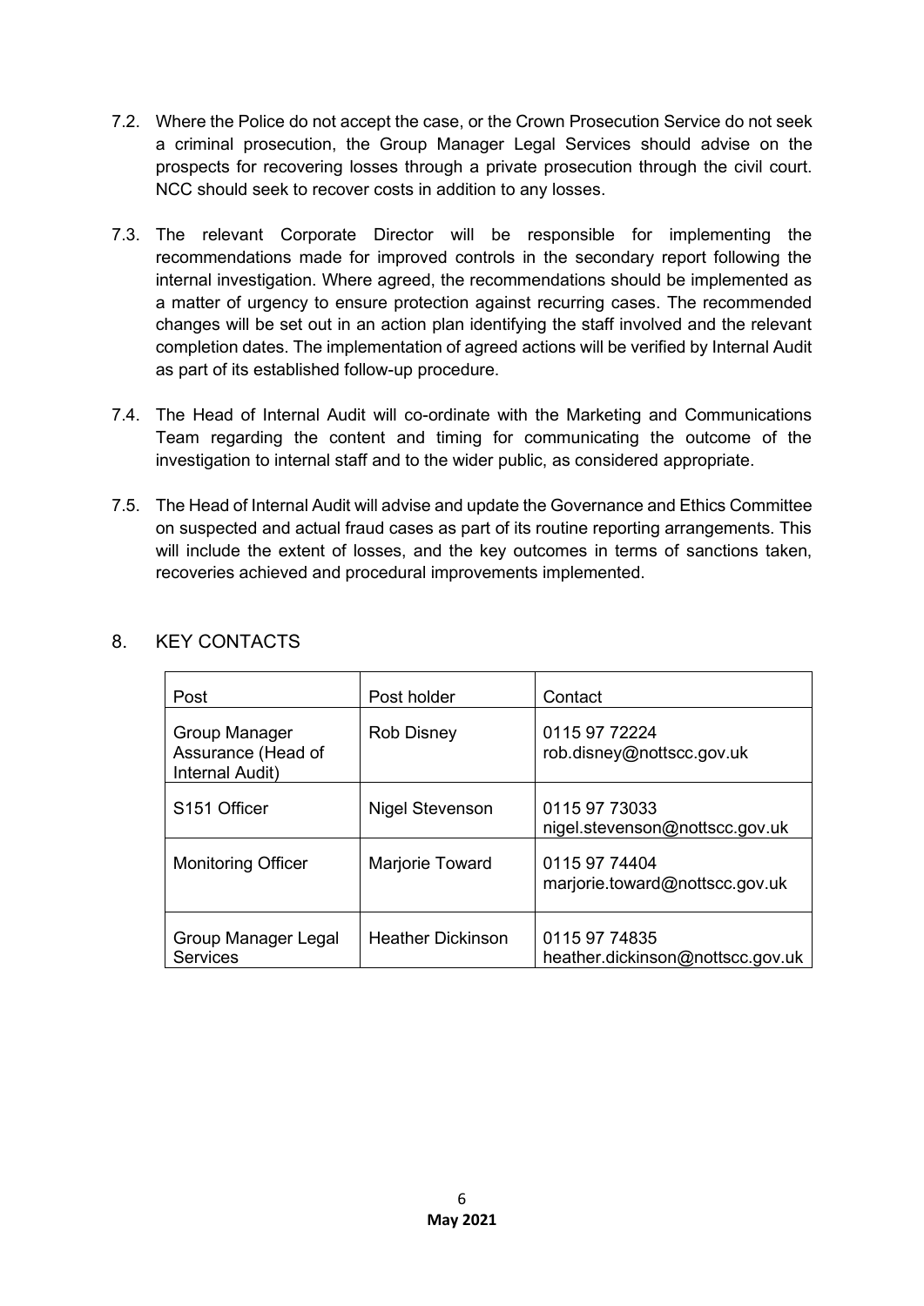7.2. Where the Police do not accept the case, or the Crown Prosecution Service do not seek a criminal prosecution, the Group Manager Legal Services should advise on the prospects for recovering losses through a private prosecution through the civil court. NCC should seek to recover costs in addition to any losses.

7.3. The relevant Corporate Director will be responsible for implementing the recommendations made for improved controls in the secondary report following the internal investigation. Where agreed, the recommendations should be implemented as a matter of urgency to ensure protection against recurring cases. The recommended changes will be set out in an action plan identifying the staff involved and the relevant completion dates. The implementation of agreed actions will be verified by Internal Audit as part of its established follow-up procedure.

7.4. The Head of Internal Audit will co-ordinate with the Marketing and Communications Team regarding the content and timing for communicating the outcome of the investigation to internal staff and to the wider public, as considered appropriate.

7.5. The Head of Internal Audit will advise and update the Governance and Ethics Committee on suspected and actual fraud cases as part of its routine reporting arrangements. This will include the extent of losses, and the key outcomes in terms of sanctions taken, recoveries achieved and procedural improvements implemented.

## 8. KEY CONTACTS

| Post | Post holder | Contact |
|---|---|---|
| Group Manager Assurance (Head of Internal Audit) | Rob Disney | 0115 97 72224<br>rob.disney@nottscc.gov.uk |
| S151 Officer | Nigel Stevenson | 0115 97 73033<br>nigel.stevenson@nottscc.gov.uk |
| Monitoring Officer | Marjorie Toward | 0115 97 74404<br>marjorie.toward@nottscc.gov.uk |
| Group Manager Legal Services | Heather Dickinson | 0115 97 74835<br>heather.dickinson@nottscc.gov.uk |

**May 2021**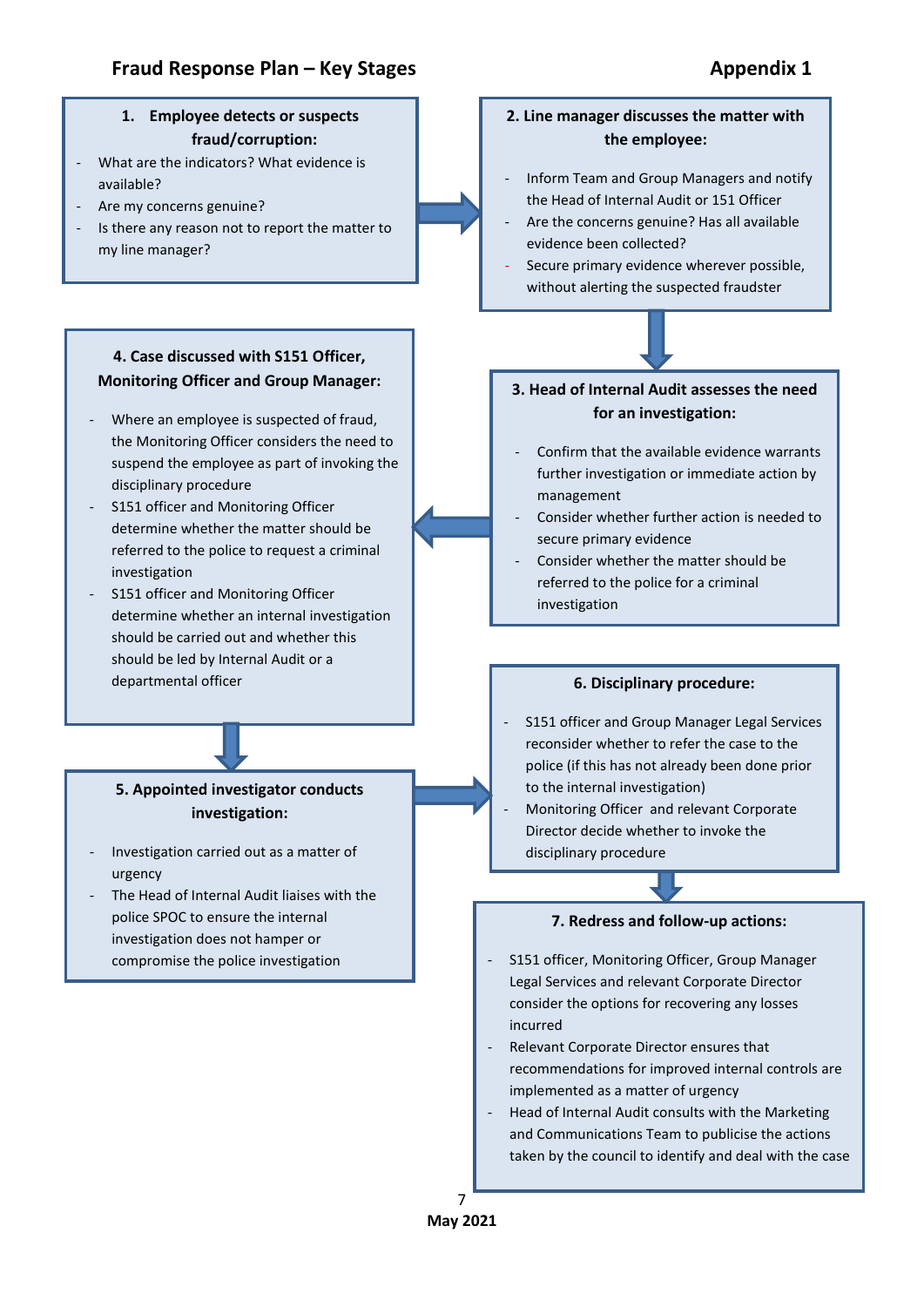# Fraud Response Plan – Key Stages

**Appendix 1**

### 1. Employee detects or suspects fraud/corruption:

- What are the indicators? What evidence is available?
- Are my concerns genuine?
- Is there any reason not to report the matter to my line manager?

### 2. Line manager discusses the matter with the employee:

- Inform Team and Group Managers and notify the Head of Internal Audit or 151 Officer
- Are the concerns genuine? Has all available evidence been collected?
- Secure primary evidence wherever possible, without alerting the suspected fraudster

### 3. Head of Internal Audit assesses the need for an investigation:

- Confirm that the available evidence warrants further investigation or immediate action by management
- Consider whether further action is needed to secure primary evidence
- Consider whether the matter should be referred to the police for a criminal investigation

### 4. Case discussed with S151 Officer, Monitoring Officer and Group Manager:

- Where an employee is suspected of fraud, the Monitoring Officer considers the need to suspend the employee as part of invoking the disciplinary procedure
- S151 officer and Monitoring Officer determine whether the matter should be referred to the police to request a criminal investigation
- S151 officer and Monitoring Officer determine whether an internal investigation should be carried out and whether this should be led by Internal Audit or a departmental officer

### 5. Appointed investigator conducts investigation:

- Investigation carried out as a matter of urgency
- The Head of Internal Audit liaises with the police SPOC to ensure the internal investigation does not hamper or compromise the police investigation

### 6. Disciplinary procedure:

- S151 officer and Group Manager Legal Services reconsider whether to refer the case to the police (if this has not already been done prior to the internal investigation)
- Monitoring Officer and relevant Corporate Director decide whether to invoke the disciplinary procedure

### 7. Redress and follow-up actions:

- S151 officer, Monitoring Officer, Group Manager Legal Services and relevant Corporate Director consider the options for recovering any losses incurred
- Relevant Corporate Director ensures that recommendations for improved internal controls are implemented as a matter of urgency
- Head of Internal Audit consults with the Marketing and Communications Team to publicise the actions taken by the council to identify and deal with the case

**May 2021**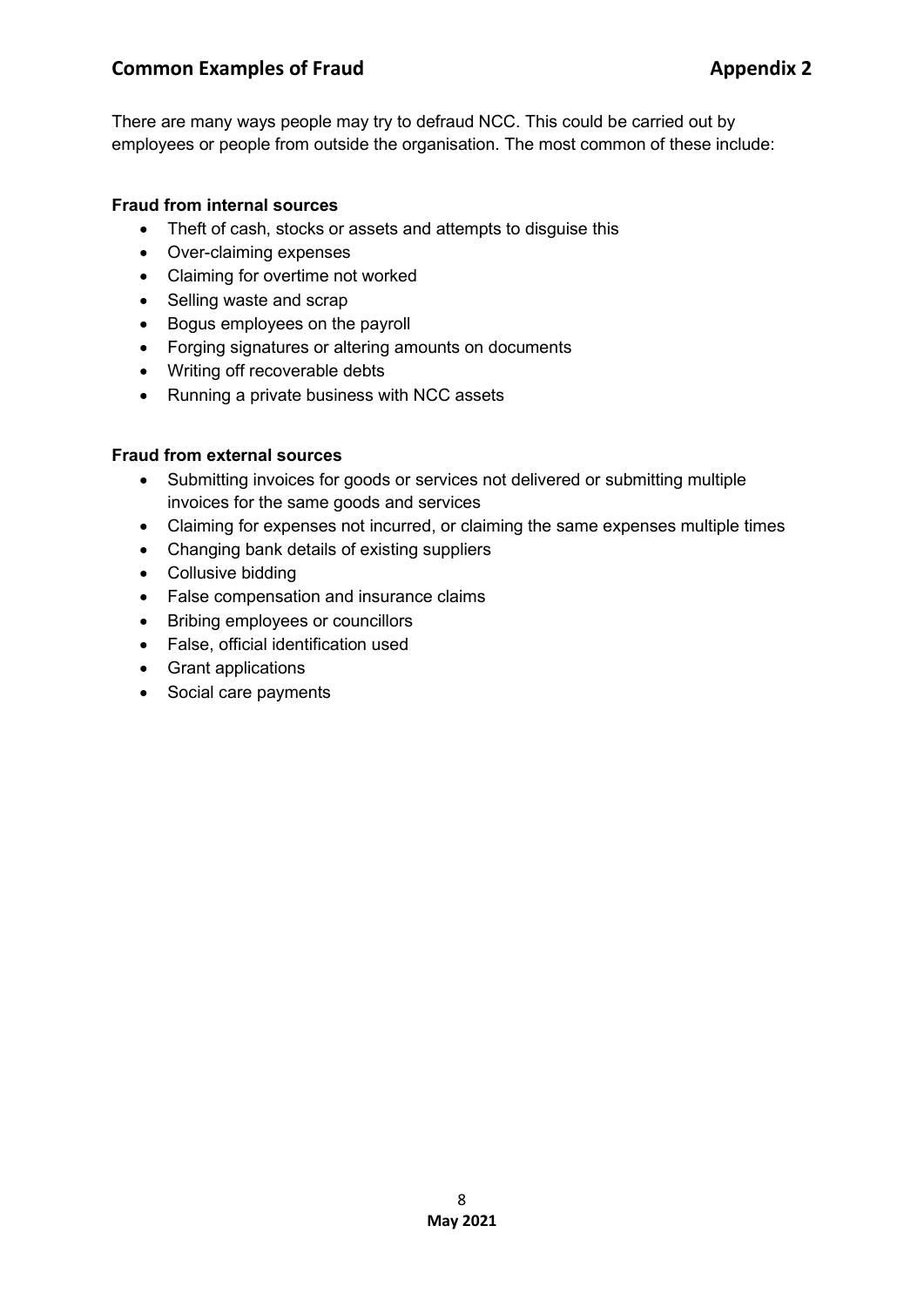## Common Examples of Fraud

**Appendix 2**

There are many ways people may try to defraud NCC. This could be carried out by employees or people from outside the organisation. The most common of these include:

**Fraud from internal sources**

- Theft of cash, stocks or assets and attempts to disguise this
- Over-claiming expenses
- Claiming for overtime not worked
- Selling waste and scrap
- Bogus employees on the payroll
- Forging signatures or altering amounts on documents
- Writing off recoverable debts
- Running a private business with NCC assets

**Fraud from external sources**

- Submitting invoices for goods or services not delivered or submitting multiple invoices for the same goods and services
- Claiming for expenses not incurred, or claiming the same expenses multiple times
- Changing bank details of existing suppliers
- Collusive bidding
- False compensation and insurance claims
- Bribing employees or councillors
- False, official identification used
- Grant applications
- Social care payments